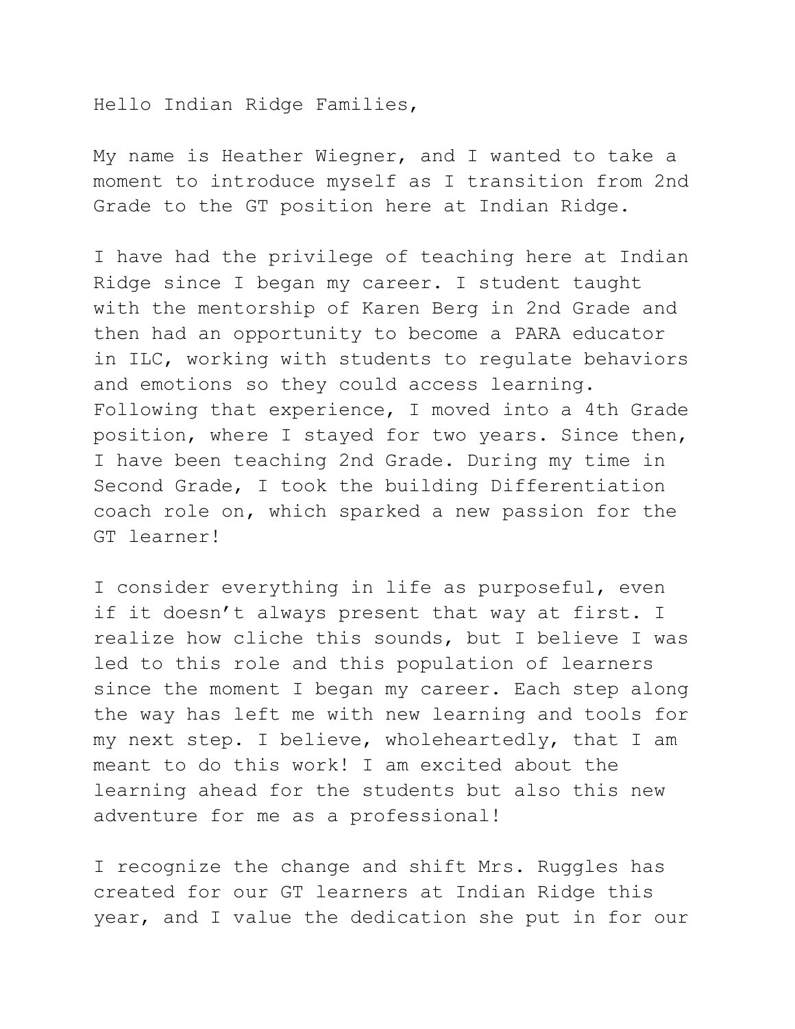Hello Indian Ridge Families,

My name is Heather Wiegner, and I wanted to take a moment to introduce myself as I transition from 2nd Grade to the GT position here at Indian Ridge.

I have had the privilege of teaching here at Indian Ridge since I began my career. I student taught with the mentorship of Karen Berg in 2nd Grade and then had an opportunity to become a PARA educator in ILC, working with students to regulate behaviors and emotions so they could access learning. Following that experience, I moved into a 4th Grade position, where I stayed for two years. Since then, I have been teaching 2nd Grade. During my time in Second Grade, I took the building Differentiation coach role on, which sparked a new passion for the GT learner!

I consider everything in life as purposeful, even if it doesn't always present that way at first. I realize how cliche this sounds, but I believe I was led to this role and this population of learners since the moment I began my career. Each step along the way has left me with new learning and tools for my next step. I believe, wholeheartedly, that I am meant to do this work! I am excited about the learning ahead for the students but also this new adventure for me as a professional!

I recognize the change and shift Mrs. Ruggles has created for our GT learners at Indian Ridge this year, and I value the dedication she put in for our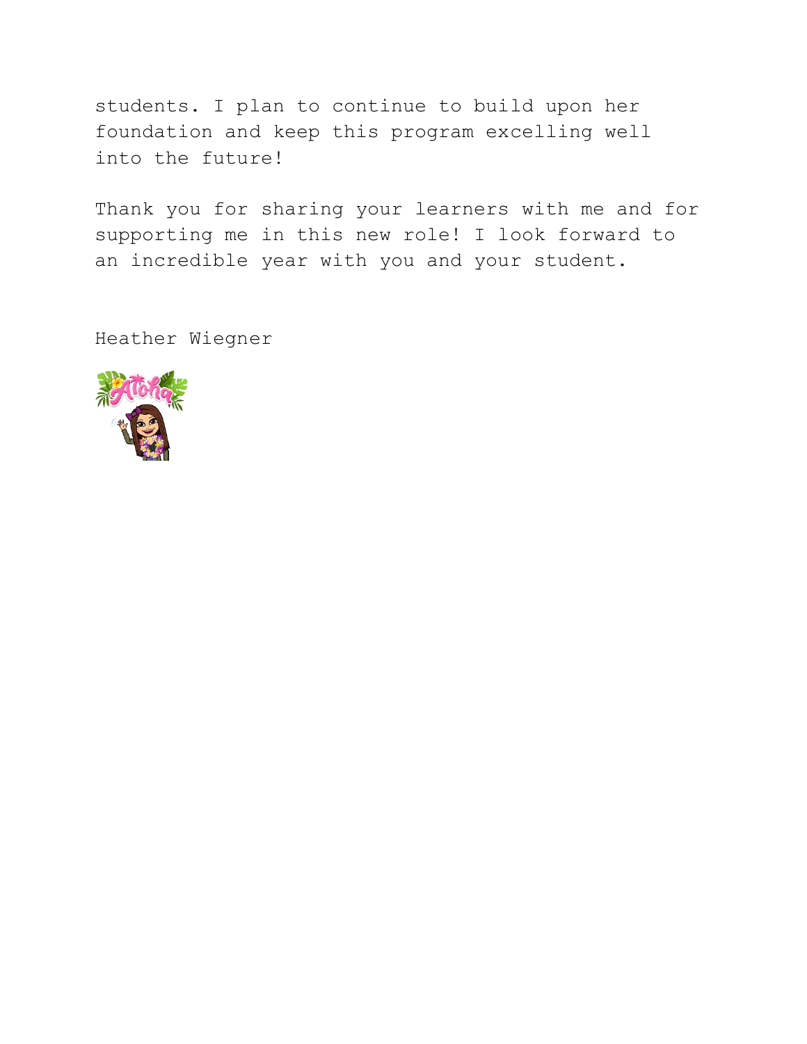students. I plan to continue to build upon her foundation and keep this program excelling well into the future!

Thank you for sharing your learners with me and for supporting me in this new role! I look forward to an incredible year with you and your student.

Heather Wiegner